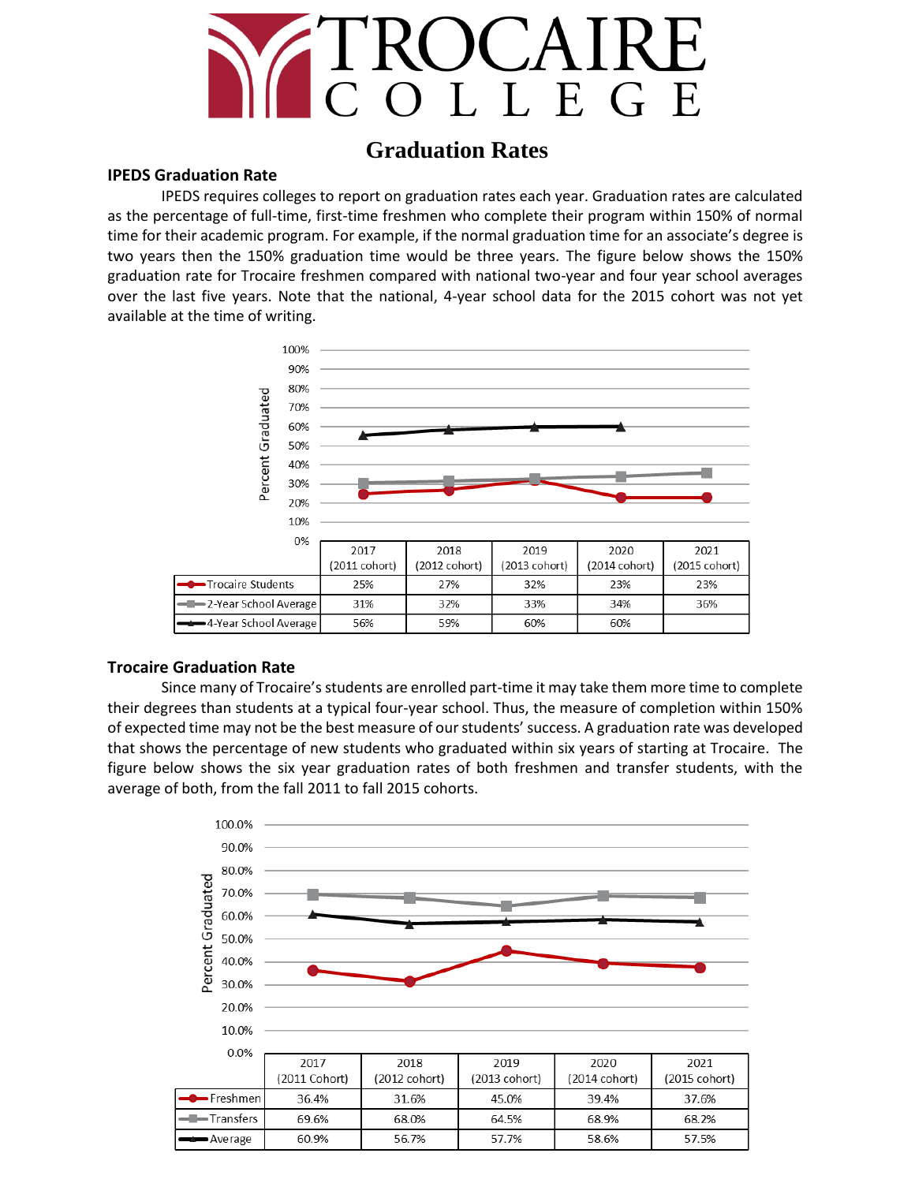# TROCAIRE COLLEGE

## Graduation Rates

### IPEDS Graduation Rate

IPEDS requires colleges to report on graduation rates each year. Graduation rates are calculated as the percentage of full-time, first-time freshmen who complete their program within 150% of normal time for their academic program. For example, if the normal graduation time for an associate's degree is two years then the 150% graduation time would be three years. The figure below shows the 150% graduation rate for Trocaire freshmen compared with national two-year and four year school averages over the last five years. Note that the national, 4-year school data for the 2015 cohort was not yet available at the time of writing.

| | 2017 (2011 cohort) | 2018 (2012 cohort) | 2019 (2013 cohort) | 2020 (2014 cohort) | 2021 (2015 cohort) |
|---|---|---|---|---|---|
| Trocaire Students | 25% | 27% | 32% | 23% | 23% |
| 2-Year School Average | 31% | 32% | 33% | 34% | 36% |
| 4-Year School Average | 56% | 59% | 60% | 60% | |

### Trocaire Graduation Rate

Since many of Trocaire's students are enrolled part-time it may take them more time to complete their degrees than students at a typical four-year school. Thus, the measure of completion within 150% of expected time may not be the best measure of our students' success. A graduation rate was developed that shows the percentage of new students who graduated within six years of starting at Trocaire. The figure below shows the six year graduation rates of both freshmen and transfer students, with the average of both, from the fall 2011 to fall 2015 cohorts.

| | 2017 (2011 Cohort) | 2018 (2012 cohort) | 2019 (2013 cohort) | 2020 (2014 cohort) | 2021 (2015 cohort) |
|---|---|---|---|---|---|
| Freshmen | 36.4% | 31.6% | 45.0% | 39.4% | 37.6% |
| Transfers | 69.6% | 68.0% | 64.5% | 68.9% | 68.2% |
| Average | 60.9% | 56.7% | 57.7% | 58.6% | 57.5% |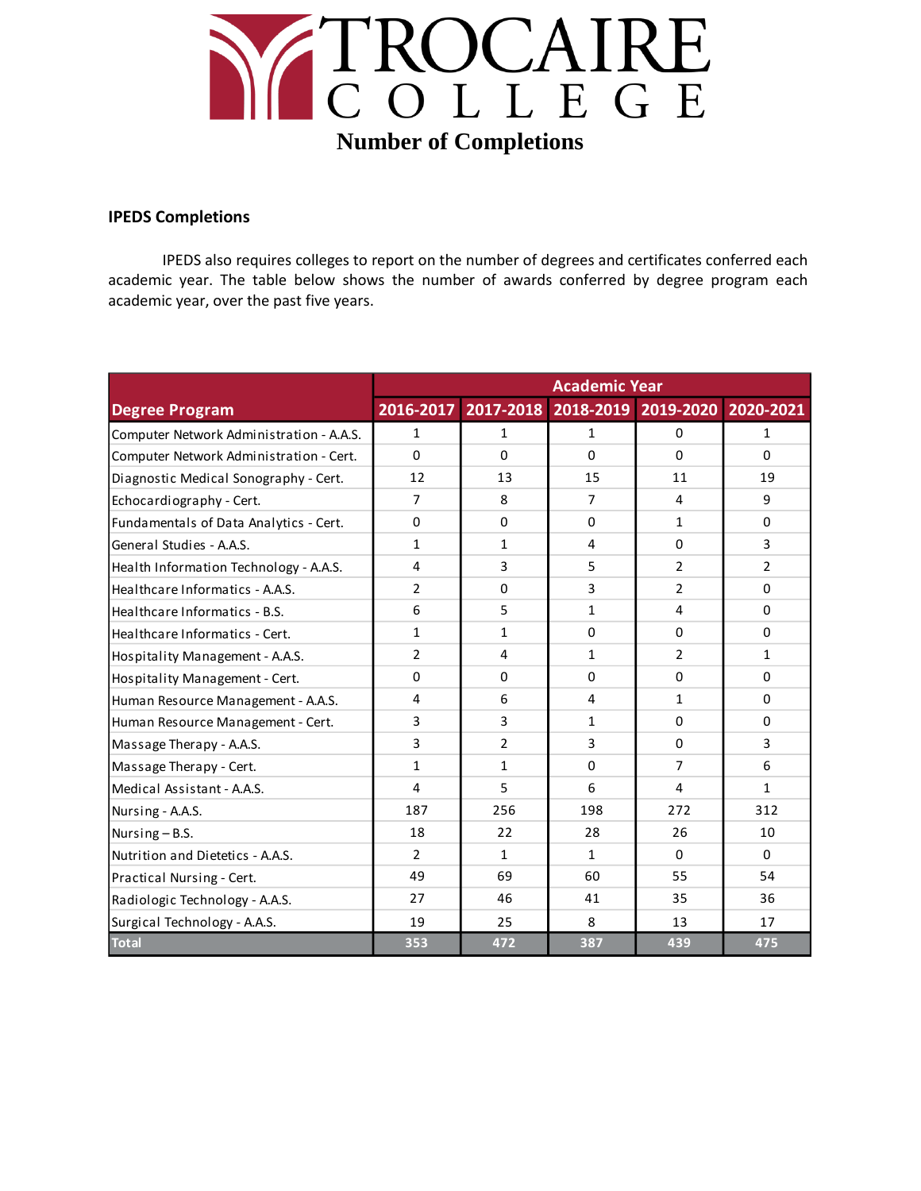# TROCAIRE COLLEGE

## Number of Completions

**IPEDS Completions**

IPEDS also requires colleges to report on the number of degrees and certificates conferred each academic year. The table below shows the number of awards conferred by degree program each academic year, over the past five years.

| Degree Program | Academic Year | | | | |
|---|---|---|---|---|---|
| | 2016-2017 | 2017-2018 | 2018-2019 | 2019-2020 | 2020-2021 |
| Computer Network Administration - A.A.S. | 1 | 1 | 1 | 0 | 1 |
| Computer Network Administration - Cert. | 0 | 0 | 0 | 0 | 0 |
| Diagnostic Medical Sonography - Cert. | 12 | 13 | 15 | 11 | 19 |
| Echocardiography - Cert. | 7 | 8 | 7 | 4 | 9 |
| Fundamentals of Data Analytics - Cert. | 0 | 0 | 0 | 1 | 0 |
| General Studies - A.A.S. | 1 | 1 | 4 | 0 | 3 |
| Health Information Technology - A.A.S. | 4 | 3 | 5 | 2 | 2 |
| Healthcare Informatics - A.A.S. | 2 | 0 | 3 | 2 | 0 |
| Healthcare Informatics - B.S. | 6 | 5 | 1 | 4 | 0 |
| Healthcare Informatics - Cert. | 1 | 1 | 0 | 0 | 0 |
| Hospitality Management - A.A.S. | 2 | 4 | 1 | 2 | 1 |
| Hospitality Management - Cert. | 0 | 0 | 0 | 0 | 0 |
| Human Resource Management - A.A.S. | 4 | 6 | 4 | 1 | 0 |
| Human Resource Management - Cert. | 3 | 3 | 1 | 0 | 0 |
| Massage Therapy - A.A.S. | 3 | 2 | 3 | 0 | 3 |
| Massage Therapy - Cert. | 1 | 1 | 0 | 7 | 6 |
| Medical Assistant - A.A.S. | 4 | 5 | 6 | 4 | 1 |
| Nursing - A.A.S. | 187 | 256 | 198 | 272 | 312 |
| Nursing – B.S. | 18 | 22 | 28 | 26 | 10 |
| Nutrition and Dietetics - A.A.S. | 2 | 1 | 1 | 0 | 0 |
| Practical Nursing - Cert. | 49 | 69 | 60 | 55 | 54 |
| Radiologic Technology - A.A.S. | 27 | 46 | 41 | 35 | 36 |
| Surgical Technology - A.A.S. | 19 | 25 | 8 | 13 | 17 |
| **Total** | **353** | **472** | **387** | **439** | **475** |